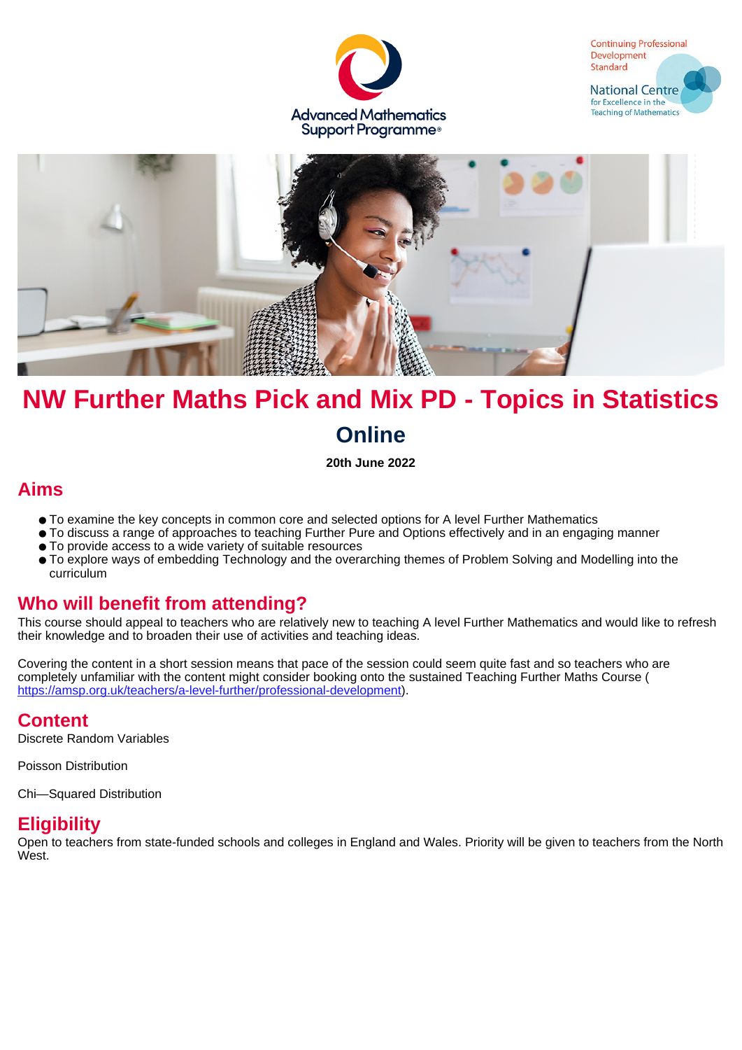Advanced Mathematics Support Programme®

Continuing Professional Development Standard

National Centre for Excellence in the Teaching of Mathematics

# NW Further Maths Pick and Mix PD - Topics in Statistics

## Online

**20th June 2022**

## Aims

- To examine the key concepts in common core and selected options for A level Further Mathematics
- To discuss a range of approaches to teaching Further Pure and Options effectively and in an engaging manner
- To provide access to a wide variety of suitable resources
- To explore ways of embedding Technology and the overarching themes of Problem Solving and Modelling into the curriculum

## Who will benefit from attending?

This course should appeal to teachers who are relatively new to teaching A level Further Mathematics and would like to refresh their knowledge and to broaden their use of activities and teaching ideas.

Covering the content in a short session means that pace of the session could seem quite fast and so teachers who are completely unfamiliar with the content might consider booking onto the sustained Teaching Further Maths Course ( https://amsp.org.uk/teachers/a-level-further/professional-development).

## Content

Discrete Random Variables

Poisson Distribution

Chi—Squared Distribution

## Eligibility

Open to teachers from state-funded schools and colleges in England and Wales. Priority will be given to teachers from the North West.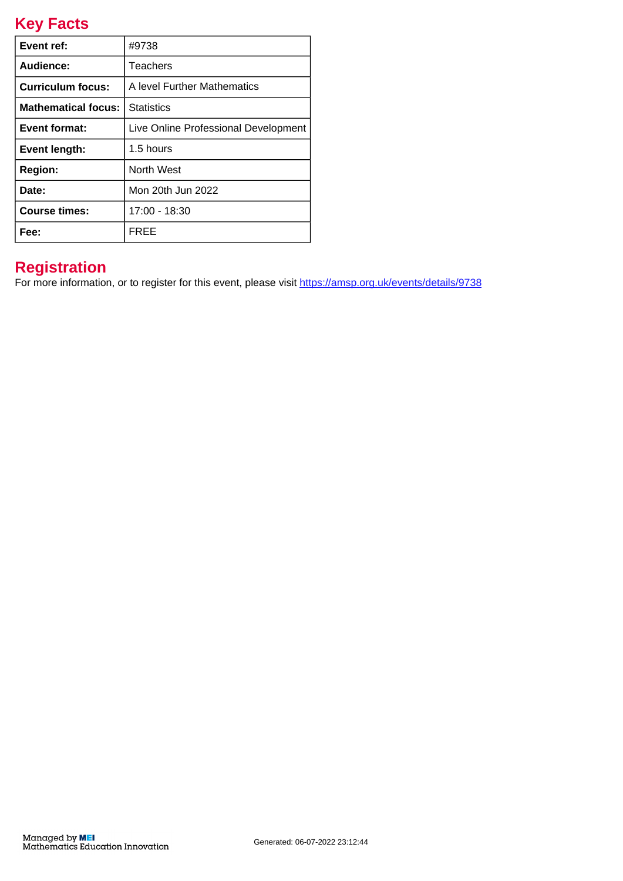## Key Facts

| | |
|---|---|
| **Event ref:** | #9738 |
| **Audience:** | Teachers |
| **Curriculum focus:** | A level Further Mathematics |
| **Mathematical focus:** | Statistics |
| **Event format:** | Live Online Professional Development |
| **Event length:** | 1.5 hours |
| **Region:** | North West |
| **Date:** | Mon 20th Jun 2022 |
| **Course times:** | 17:00 - 18:30 |
| **Fee:** | FREE |

## Registration

For more information, or to register for this event, please visit https://amsp.org.uk/events/details/9738